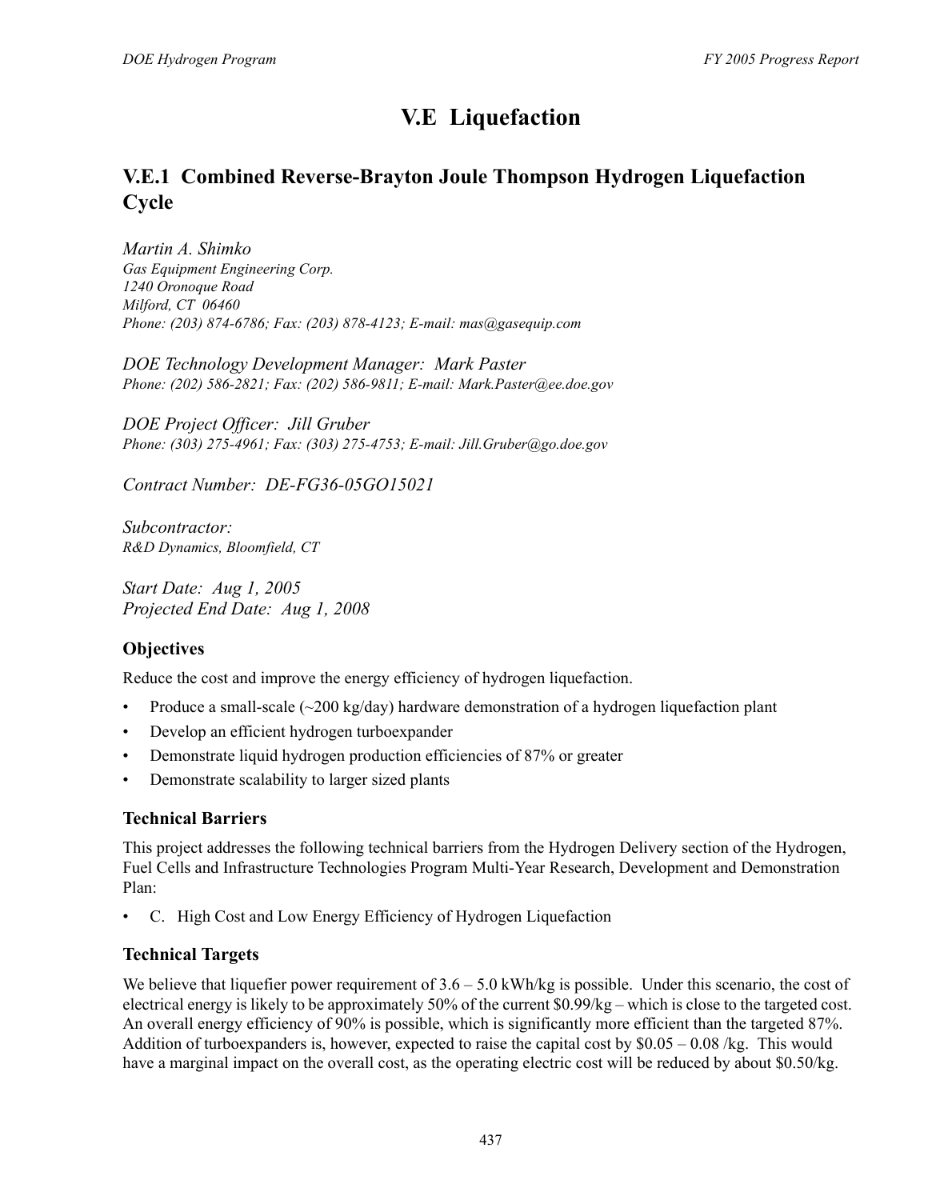# V.E Liquefaction

## V.E.1 Combined Reverse-Brayton Joule Thompson Hydrogen Liquefaction Cycle

*Martin A. Shimko*
*Gas Equipment Engineering Corp.*
*1240 Oronoque Road*
*Milford, CT 06460*
*Phone: (203) 874-6786; Fax: (203) 878-4123; E-mail: mas@gasequip.com*

*DOE Technology Development Manager: Mark Paster*
*Phone: (202) 586-2821; Fax: (202) 586-9811; E-mail: Mark.Paster@ee.doe.gov*

*DOE Project Officer: Jill Gruber*
*Phone: (303) 275-4961; Fax: (303) 275-4753; E-mail: Jill.Gruber@go.doe.gov*

*Contract Number: DE-FG36-05GO15021*

*Subcontractor:*
*R&D Dynamics, Bloomfield, CT*

*Start Date: Aug 1, 2005*
*Projected End Date: Aug 1, 2008*

### Objectives

Reduce the cost and improve the energy efficiency of hydrogen liquefaction.

- Produce a small-scale (~200 kg/day) hardware demonstration of a hydrogen liquefaction plant
- Develop an efficient hydrogen turboexpander
- Demonstrate liquid hydrogen production efficiencies of 87% or greater
- Demonstrate scalability to larger sized plants

### Technical Barriers

This project addresses the following technical barriers from the Hydrogen Delivery section of the Hydrogen, Fuel Cells and Infrastructure Technologies Program Multi-Year Research, Development and Demonstration Plan:

- C. High Cost and Low Energy Efficiency of Hydrogen Liquefaction

### Technical Targets

We believe that liquefier power requirement of 3.6 – 5.0 kWh/kg is possible. Under this scenario, the cost of electrical energy is likely to be approximately 50% of the current $0.99/kg – which is close to the targeted cost. An overall energy efficiency of 90% is possible, which is significantly more efficient than the targeted 87%. Addition of turboexpanders is, however, expected to raise the capital cost by $0.05 – 0.08 /kg. This would have a marginal impact on the overall cost, as the operating electric cost will be reduced by about $0.50/kg.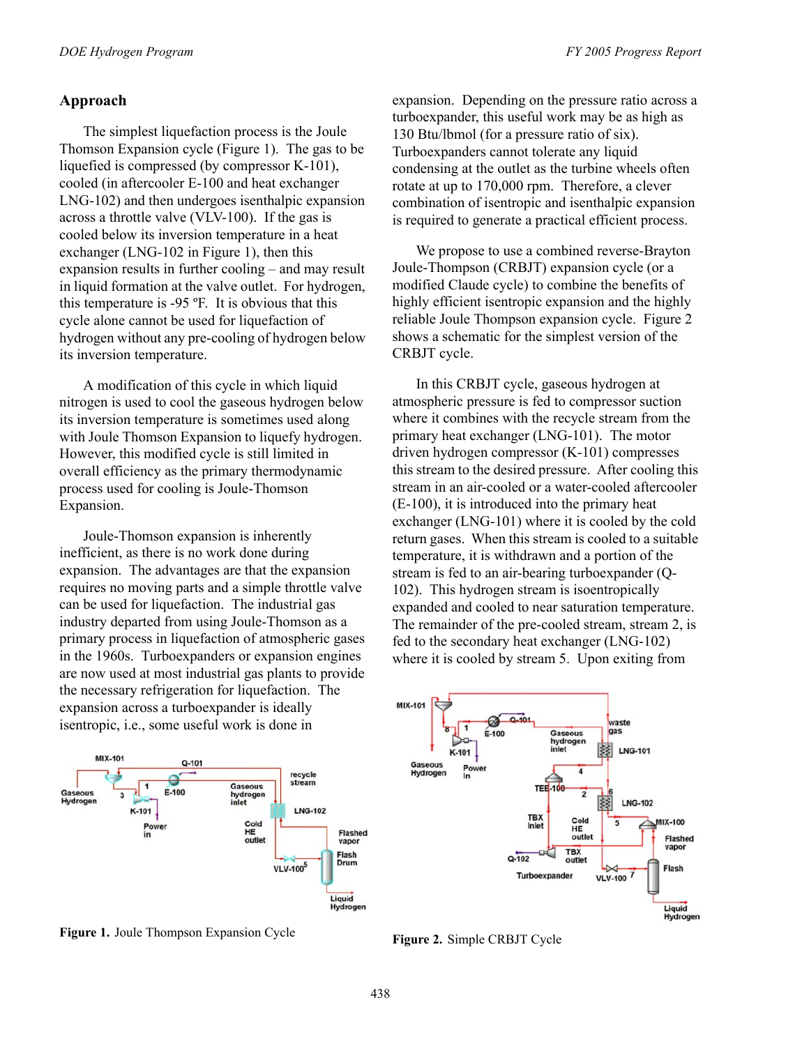## Approach

The simplest liquefaction process is the Joule Thomson Expansion cycle (Figure 1). The gas to be liquefied is compressed (by compressor K-101), cooled (in aftercooler E-100 and heat exchanger LNG-102) and then undergoes isenthalpic expansion across a throttle valve (VLV-100). If the gas is cooled below its inversion temperature in a heat exchanger (LNG-102 in Figure 1), then this expansion results in further cooling – and may result in liquid formation at the valve outlet. For hydrogen, this temperature is -95 ºF. It is obvious that this cycle alone cannot be used for liquefaction of hydrogen without any pre-cooling of hydrogen below its inversion temperature.

A modification of this cycle in which liquid nitrogen is used to cool the gaseous hydrogen below its inversion temperature is sometimes used along with Joule Thomson Expansion to liquefy hydrogen. However, this modified cycle is still limited in overall efficiency as the primary thermodynamic process used for cooling is Joule-Thomson Expansion.

Joule-Thomson expansion is inherently inefficient, as there is no work done during expansion. The advantages are that the expansion requires no moving parts and a simple throttle valve can be used for liquefaction. The industrial gas industry departed from using Joule-Thomson as a primary process in liquefaction of atmospheric gases in the 1960s. Turboexpanders or expansion engines are now used at most industrial gas plants to provide the necessary refrigeration for liquefaction. The expansion across a turboexpander is ideally isentropic, i.e., some useful work is done in expansion. Depending on the pressure ratio across a turboexpander, this useful work may be as high as 130 Btu/lbmol (for a pressure ratio of six). Turboexpanders cannot tolerate any liquid condensing at the outlet as the turbine wheels often rotate at up to 170,000 rpm. Therefore, a clever combination of isentropic and isenthalpic expansion is required to generate a practical efficient process.

**Figure 1.** Joule Thompson Expansion Cycle

We propose to use a combined reverse-Brayton Joule-Thompson (CRBJT) expansion cycle (or a modified Claude cycle) to combine the benefits of highly efficient isentropic expansion and the highly reliable Joule Thompson expansion cycle. Figure 2 shows a schematic for the simplest version of the CRBJT cycle.

In this CRBJT cycle, gaseous hydrogen at atmospheric pressure is fed to compressor suction where it combines with the recycle stream from the primary heat exchanger (LNG-101). The motor driven hydrogen compressor (K-101) compresses this stream to the desired pressure. After cooling this stream in an air-cooled or a water-cooled aftercooler (E-100), it is introduced into the primary heat exchanger (LNG-101) where it is cooled by the cold return gases. When this stream is cooled to a suitable temperature, it is withdrawn and a portion of the stream is fed to an air-bearing turboexpander (Q-102). This hydrogen stream is isentropically expanded and cooled to near saturation temperature. The remainder of the pre-cooled stream, stream 2, is fed to the secondary heat exchanger (LNG-102) where it is cooled by stream 5. Upon exiting from

**Figure 2.** Simple CRBJT Cycle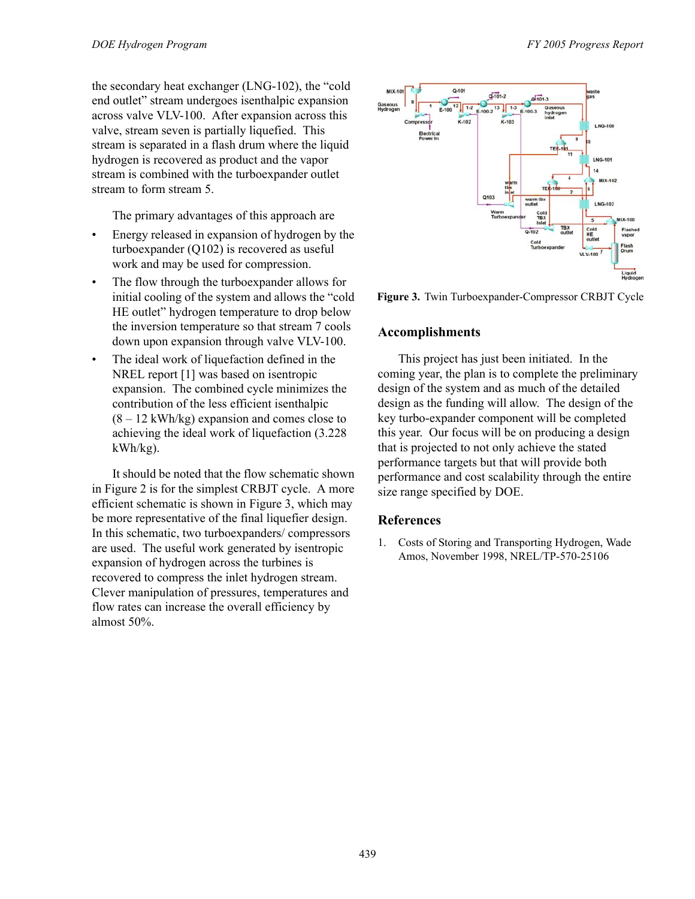the secondary heat exchanger (LNG-102), the "cold end outlet" stream undergoes isenthalpic expansion across valve VLV-100. After expansion across this valve, stream seven is partially liquefied. This stream is separated in a flash drum where the liquid hydrogen is recovered as product and the vapor stream is combined with the turboexpander outlet stream to form stream 5.

The primary advantages of this approach are

- Energy released in expansion of hydrogen by the turboexpander (Q102) is recovered as useful work and may be used for compression.
- The flow through the turboexpander allows for initial cooling of the system and allows the "cold HE outlet" hydrogen temperature to drop below the inversion temperature so that stream 7 cools down upon expansion through valve VLV-100.
- The ideal work of liquefaction defined in the NREL report [1] was based on isentropic expansion. The combined cycle minimizes the contribution of the less efficient isenthalpic (8 – 12 kWh/kg) expansion and comes close to achieving the ideal work of liquefaction (3.228 kWh/kg).

It should be noted that the flow schematic shown in Figure 2 is for the simplest CRBJT cycle. A more efficient schematic is shown in Figure 3, which may be more representative of the final liquefier design. In this schematic, two turboexpanders/ compressors are used. The useful work generated by isentropic expansion of hydrogen across the turbines is recovered to compress the inlet hydrogen stream. Clever manipulation of pressures, temperatures and flow rates can increase the overall efficiency by almost 50%.

MIX-101
Gaseous Hydrogen
8
1
Compressor
Electrical Power In
Q-101
E-100
12
1-2
K-102
Q-101-2
E-100-2
13
1-3
K-103
Q-101-3
E-100-3
Gaseous hydrogen inlet
waste gas
LNG-100
9
10
TEE-101
11
LNG-101
14
MIX-102
4
TEE-100
2
6
warm tbx inlet
Q103
warm tbx outlet
Warm Turboexpander
Cold TBX Inlet
Q-102
TBX outlet
Cold Turboexpander
LNG-102
5
MIX-100
Cold HE outlet
Flashed vapor
Flash Drum
VLV-100
7
Liquid Hydrogen

**Figure 3.** Twin Turboexpander-Compressor CRBJT Cycle

## Accomplishments

This project has just been initiated. In the coming year, the plan is to complete the preliminary design of the system and as much of the detailed design as the funding will allow. The design of the key turbo-expander component will be completed this year. Our focus will be on producing a design that is projected to not only achieve the stated performance targets but that will provide both performance and cost scalability through the entire size range specified by DOE.

## References

1. Costs of Storing and Transporting Hydrogen, Wade Amos, November 1998, NREL/TP-570-25106